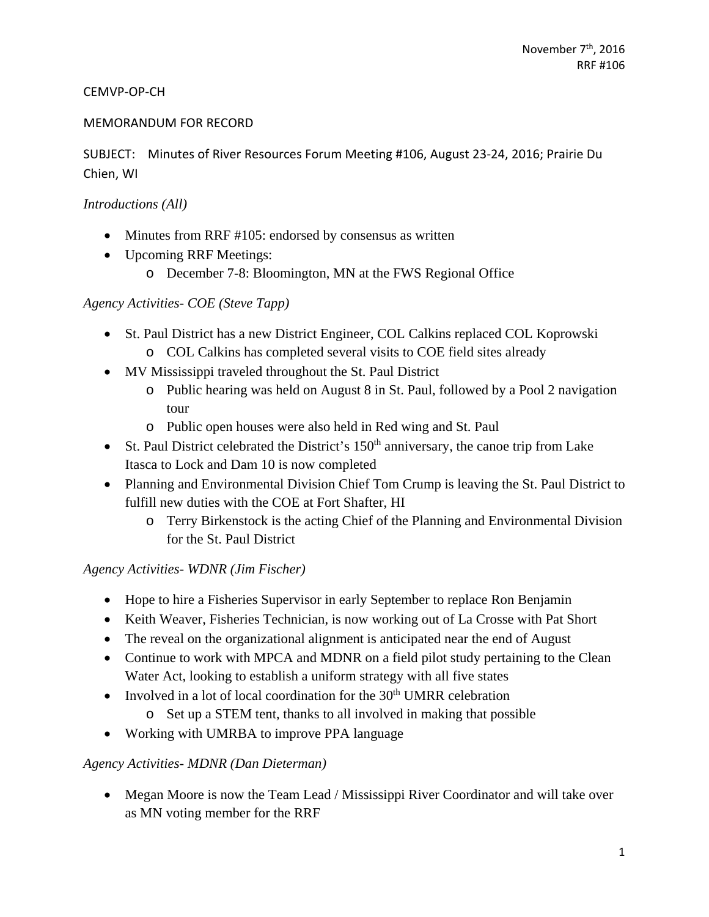November 7th, 2016
RRF #106

CEMVP-OP-CH

MEMORANDUM FOR RECORD

SUBJECT: Minutes of River Resources Forum Meeting #106, August 23-24, 2016; Prairie Du Chien, WI

*Introductions (All)*

- Minutes from RRF #105: endorsed by consensus as written
- Upcoming RRF Meetings:
  - December 7-8: Bloomington, MN at the FWS Regional Office

*Agency Activities- COE (Steve Tapp)*

- St. Paul District has a new District Engineer, COL Calkins replaced COL Koprowski
  - COL Calkins has completed several visits to COE field sites already
- MV Mississippi traveled throughout the St. Paul District
  - Public hearing was held on August 8 in St. Paul, followed by a Pool 2 navigation tour
  - Public open houses were also held in Red wing and St. Paul
- St. Paul District celebrated the District's 150th anniversary, the canoe trip from Lake Itasca to Lock and Dam 10 is now completed
- Planning and Environmental Division Chief Tom Crump is leaving the St. Paul District to fulfill new duties with the COE at Fort Shafter, HI
  - Terry Birkenstock is the acting Chief of the Planning and Environmental Division for the St. Paul District

*Agency Activities- WDNR (Jim Fischer)*

- Hope to hire a Fisheries Supervisor in early September to replace Ron Benjamin
- Keith Weaver, Fisheries Technician, is now working out of La Crosse with Pat Short
- The reveal on the organizational alignment is anticipated near the end of August
- Continue to work with MPCA and MDNR on a field pilot study pertaining to the Clean Water Act, looking to establish a uniform strategy with all five states
- Involved in a lot of local coordination for the 30th UMRR celebration
  - Set up a STEM tent, thanks to all involved in making that possible
- Working with UMRBA to improve PPA language

*Agency Activities- MDNR (Dan Dieterman)*

- Megan Moore is now the Team Lead / Mississippi River Coordinator and will take over as MN voting member for the RRF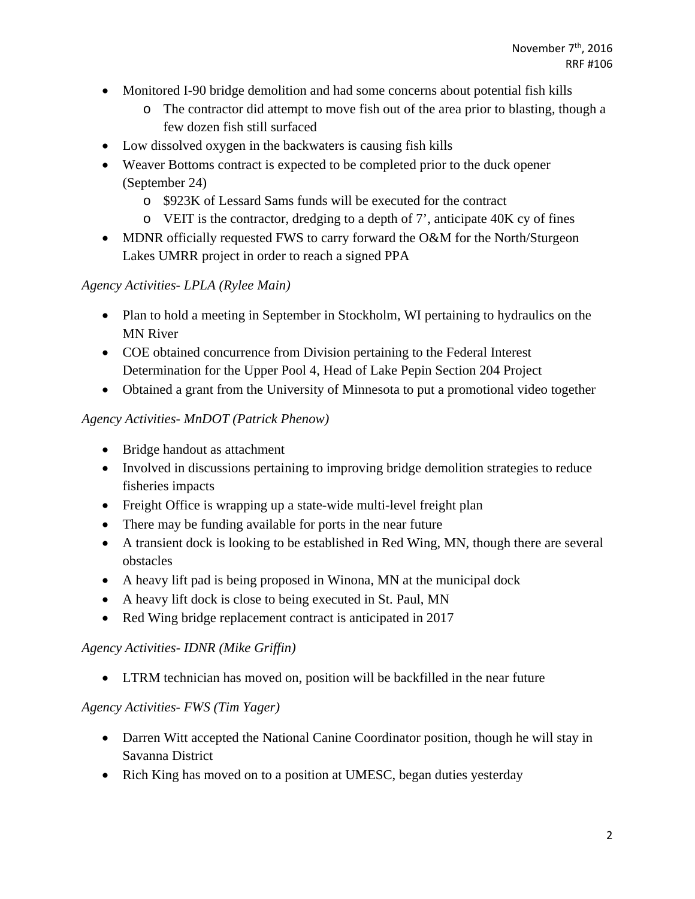- Monitored I-90 bridge demolition and had some concerns about potential fish kills
  - The contractor did attempt to move fish out of the area prior to blasting, though a few dozen fish still surfaced
- Low dissolved oxygen in the backwaters is causing fish kills
- Weaver Bottoms contract is expected to be completed prior to the duck opener (September 24)
  - $923K of Lessard Sams funds will be executed for the contract
  - VEIT is the contractor, dredging to a depth of 7', anticipate 40K cy of fines
- MDNR officially requested FWS to carry forward the O&M for the North/Sturgeon Lakes UMRR project in order to reach a signed PPA

*Agency Activities- LPLA (Rylee Main)*

- Plan to hold a meeting in September in Stockholm, WI pertaining to hydraulics on the MN River
- COE obtained concurrence from Division pertaining to the Federal Interest Determination for the Upper Pool 4, Head of Lake Pepin Section 204 Project
- Obtained a grant from the University of Minnesota to put a promotional video together

*Agency Activities- MnDOT (Patrick Phenow)*

- Bridge handout as attachment
- Involved in discussions pertaining to improving bridge demolition strategies to reduce fisheries impacts
- Freight Office is wrapping up a state-wide multi-level freight plan
- There may be funding available for ports in the near future
- A transient dock is looking to be established in Red Wing, MN, though there are several obstacles
- A heavy lift pad is being proposed in Winona, MN at the municipal dock
- A heavy lift dock is close to being executed in St. Paul, MN
- Red Wing bridge replacement contract is anticipated in 2017

*Agency Activities- IDNR (Mike Griffin)*

- LTRM technician has moved on, position will be backfilled in the near future

*Agency Activities- FWS (Tim Yager)*

- Darren Witt accepted the National Canine Coordinator position, though he will stay in Savanna District
- Rich King has moved on to a position at UMESC, began duties yesterday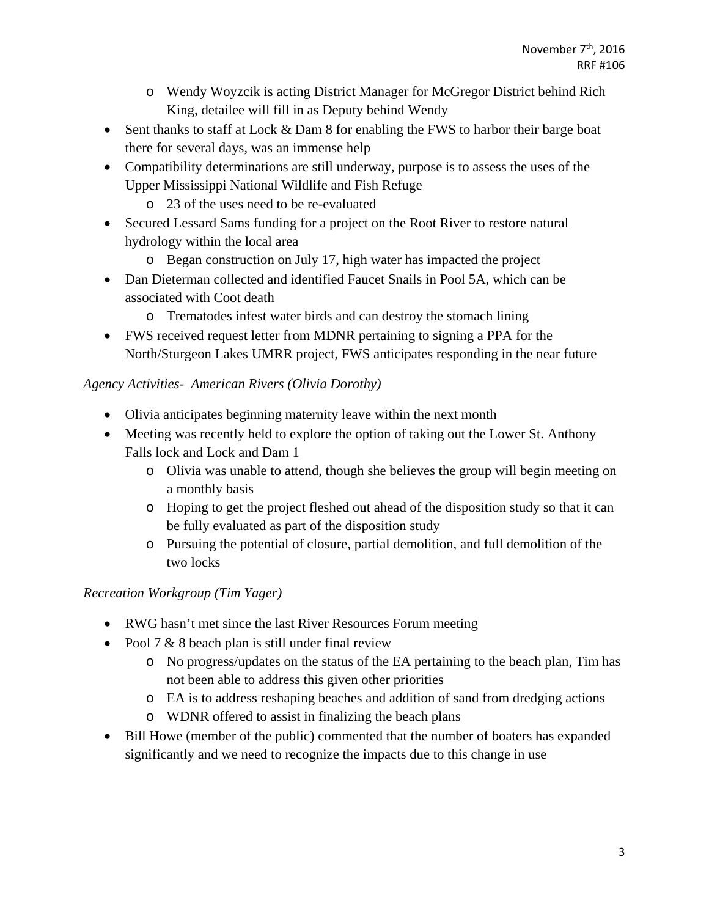- Wendy Woyzcik is acting District Manager for McGregor District behind Rich King, detailee will fill in as Deputy behind Wendy
- Sent thanks to staff at Lock & Dam 8 for enabling the FWS to harbor their barge boat there for several days, was an immense help
- Compatibility determinations are still underway, purpose is to assess the uses of the Upper Mississippi National Wildlife and Fish Refuge
  - 23 of the uses need to be re-evaluated
- Secured Lessard Sams funding for a project on the Root River to restore natural hydrology within the local area
  - Began construction on July 17, high water has impacted the project
- Dan Dieterman collected and identified Faucet Snails in Pool 5A, which can be associated with Coot death
  - Trematodes infest water birds and can destroy the stomach lining
- FWS received request letter from MDNR pertaining to signing a PPA for the North/Sturgeon Lakes UMRR project, FWS anticipates responding in the near future

*Agency Activities- American Rivers (Olivia Dorothy)*

- Olivia anticipates beginning maternity leave within the next month
- Meeting was recently held to explore the option of taking out the Lower St. Anthony Falls lock and Lock and Dam 1
  - Olivia was unable to attend, though she believes the group will begin meeting on a monthly basis
  - Hoping to get the project fleshed out ahead of the disposition study so that it can be fully evaluated as part of the disposition study
  - Pursuing the potential of closure, partial demolition, and full demolition of the two locks

*Recreation Workgroup (Tim Yager)*

- RWG hasn't met since the last River Resources Forum meeting
- Pool 7 & 8 beach plan is still under final review
  - No progress/updates on the status of the EA pertaining to the beach plan, Tim has not been able to address this given other priorities
  - EA is to address reshaping beaches and addition of sand from dredging actions
  - WDNR offered to assist in finalizing the beach plans
- Bill Howe (member of the public) commented that the number of boaters has expanded significantly and we need to recognize the impacts due to this change in use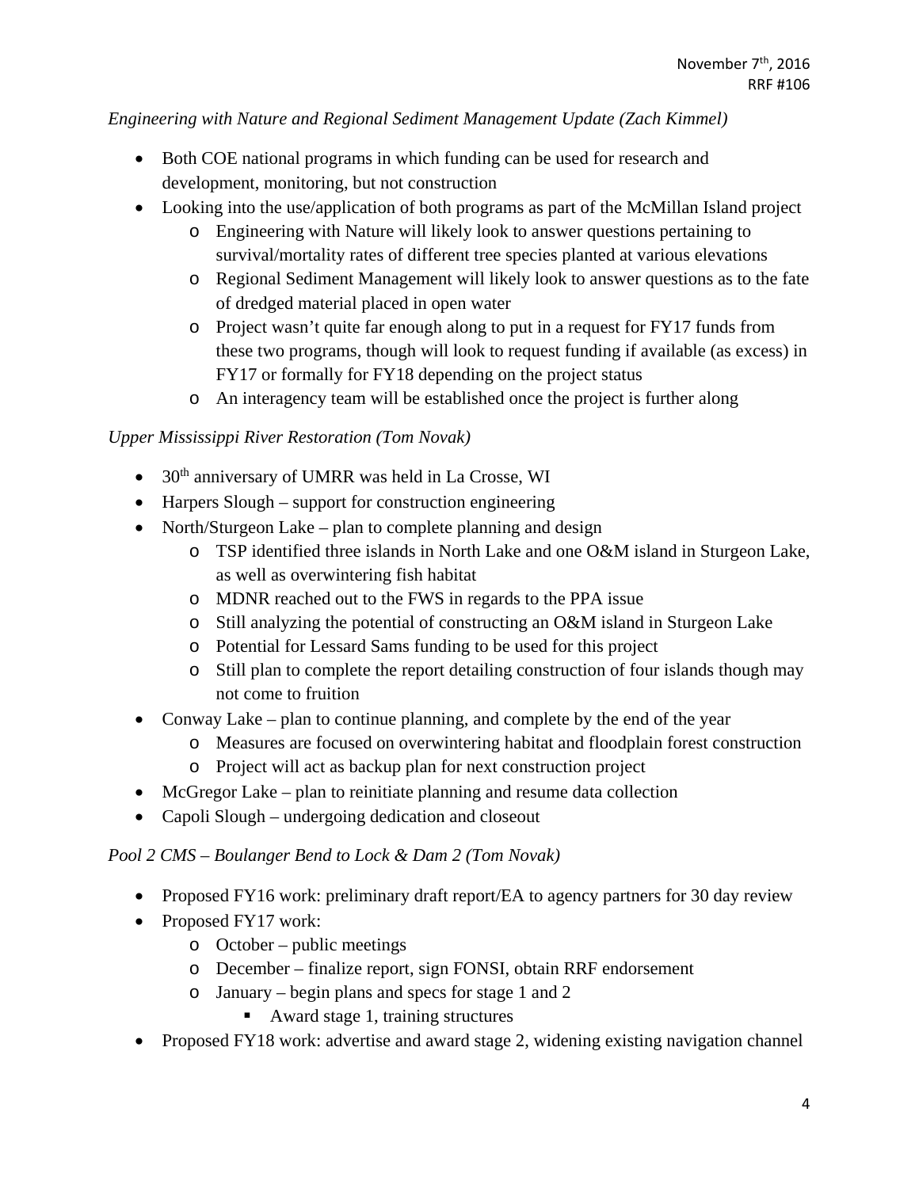*Engineering with Nature and Regional Sediment Management Update (Zach Kimmel)*

- Both COE national programs in which funding can be used for research and development, monitoring, but not construction
- Looking into the use/application of both programs as part of the McMillan Island project
    - Engineering with Nature will likely look to answer questions pertaining to survival/mortality rates of different tree species planted at various elevations
    - Regional Sediment Management will likely look to answer questions as to the fate of dredged material placed in open water
    - Project wasn't quite far enough along to put in a request for FY17 funds from these two programs, though will look to request funding if available (as excess) in FY17 or formally for FY18 depending on the project status
    - An interagency team will be established once the project is further along

*Upper Mississippi River Restoration (Tom Novak)*

- 30th anniversary of UMRR was held in La Crosse, WI
- Harpers Slough – support for construction engineering
- North/Sturgeon Lake – plan to complete planning and design
    - TSP identified three islands in North Lake and one O&M island in Sturgeon Lake, as well as overwintering fish habitat
    - MDNR reached out to the FWS in regards to the PPA issue
    - Still analyzing the potential of constructing an O&M island in Sturgeon Lake
    - Potential for Lessard Sams funding to be used for this project
    - Still plan to complete the report detailing construction of four islands though may not come to fruition
- Conway Lake – plan to continue planning, and complete by the end of the year
    - Measures are focused on overwintering habitat and floodplain forest construction
    - Project will act as backup plan for next construction project
- McGregor Lake – plan to reinitiate planning and resume data collection
- Capoli Slough – undergoing dedication and closeout

*Pool 2 CMS – Boulanger Bend to Lock & Dam 2 (Tom Novak)*

- Proposed FY16 work: preliminary draft report/EA to agency partners for 30 day review
- Proposed FY17 work:
    - October – public meetings
    - December – finalize report, sign FONSI, obtain RRF endorsement
    - January – begin plans and specs for stage 1 and 2
        - Award stage 1, training structures
- Proposed FY18 work: advertise and award stage 2, widening existing navigation channel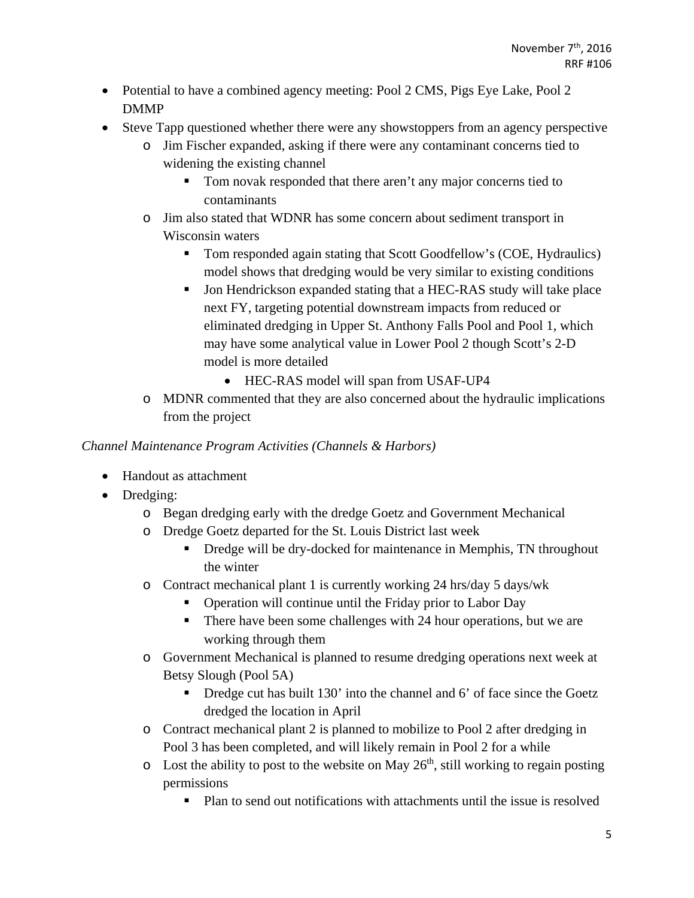- Potential to have a combined agency meeting: Pool 2 CMS, Pigs Eye Lake, Pool 2 DMMP
- Steve Tapp questioned whether there were any showstoppers from an agency perspective
  - Jim Fischer expanded, asking if there were any contaminant concerns tied to widening the existing channel
    - Tom novak responded that there aren't any major concerns tied to contaminants
  - Jim also stated that WDNR has some concern about sediment transport in Wisconsin waters
    - Tom responded again stating that Scott Goodfellow's (COE, Hydraulics) model shows that dredging would be very similar to existing conditions
    - Jon Hendrickson expanded stating that a HEC-RAS study will take place next FY, targeting potential downstream impacts from reduced or eliminated dredging in Upper St. Anthony Falls Pool and Pool 1, which may have some analytical value in Lower Pool 2 though Scott's 2-D model is more detailed
      - HEC-RAS model will span from USAF-UP4
  - MDNR commented that they are also concerned about the hydraulic implications from the project

*Channel Maintenance Program Activities (Channels & Harbors)*

- Handout as attachment
- Dredging:
  - Began dredging early with the dredge Goetz and Government Mechanical
  - Dredge Goetz departed for the St. Louis District last week
    - Dredge will be dry-docked for maintenance in Memphis, TN throughout the winter
  - Contract mechanical plant 1 is currently working 24 hrs/day 5 days/wk
    - Operation will continue until the Friday prior to Labor Day
    - There have been some challenges with 24 hour operations, but we are working through them
  - Government Mechanical is planned to resume dredging operations next week at Betsy Slough (Pool 5A)
    - Dredge cut has built 130' into the channel and 6' of face since the Goetz dredged the location in April
  - Contract mechanical plant 2 is planned to mobilize to Pool 2 after dredging in Pool 3 has been completed, and will likely remain in Pool 2 for a while
  - Lost the ability to post to the website on May 26th, still working to regain posting permissions
    - Plan to send out notifications with attachments until the issue is resolved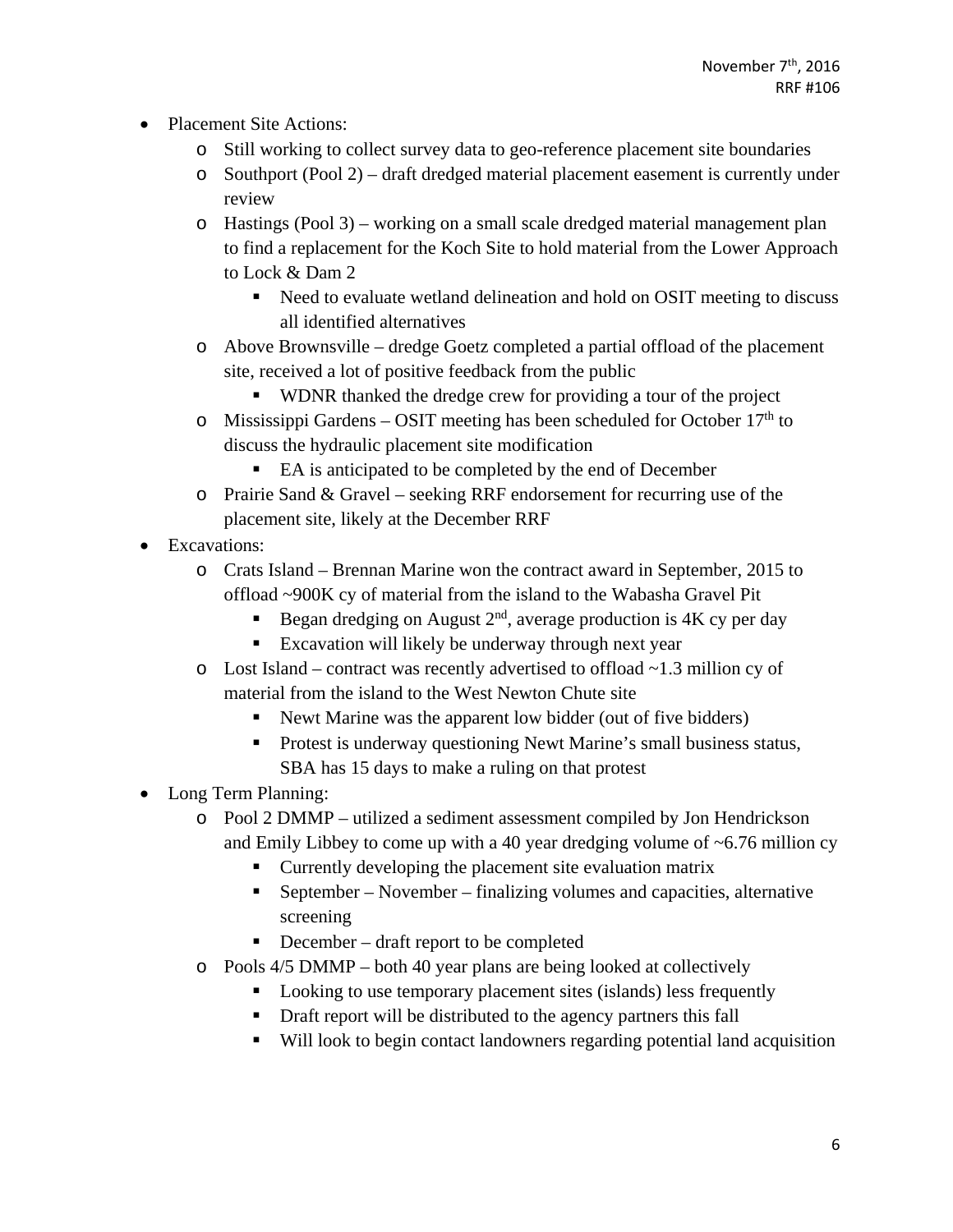- Placement Site Actions:
  - Still working to collect survey data to geo-reference placement site boundaries
  - Southport (Pool 2) – draft dredged material placement easement is currently under review
  - Hastings (Pool 3) – working on a small scale dredged material management plan to find a replacement for the Koch Site to hold material from the Lower Approach to Lock & Dam 2
    - Need to evaluate wetland delineation and hold on OSIT meeting to discuss all identified alternatives
  - Above Brownsville – dredge Goetz completed a partial offload of the placement site, received a lot of positive feedback from the public
    - WDNR thanked the dredge crew for providing a tour of the project
  - Mississippi Gardens – OSIT meeting has been scheduled for October 17th to discuss the hydraulic placement site modification
    - EA is anticipated to be completed by the end of December
  - Prairie Sand & Gravel – seeking RRF endorsement for recurring use of the placement site, likely at the December RRF
- Excavations:
  - Crats Island – Brennan Marine won the contract award in September, 2015 to offload ~900K cy of material from the island to the Wabasha Gravel Pit
    - Began dredging on August 2nd, average production is 4K cy per day
    - Excavation will likely be underway through next year
  - Lost Island – contract was recently advertised to offload ~1.3 million cy of material from the island to the West Newton Chute site
    - Newt Marine was the apparent low bidder (out of five bidders)
    - Protest is underway questioning Newt Marine's small business status, SBA has 15 days to make a ruling on that protest
- Long Term Planning:
  - Pool 2 DMMP – utilized a sediment assessment compiled by Jon Hendrickson and Emily Libbey to come up with a 40 year dredging volume of ~6.76 million cy
    - Currently developing the placement site evaluation matrix
    - September – November – finalizing volumes and capacities, alternative screening
    - December – draft report to be completed
  - Pools 4/5 DMMP – both 40 year plans are being looked at collectively
    - Looking to use temporary placement sites (islands) less frequently
    - Draft report will be distributed to the agency partners this fall
    - Will look to begin contact landowners regarding potential land acquisition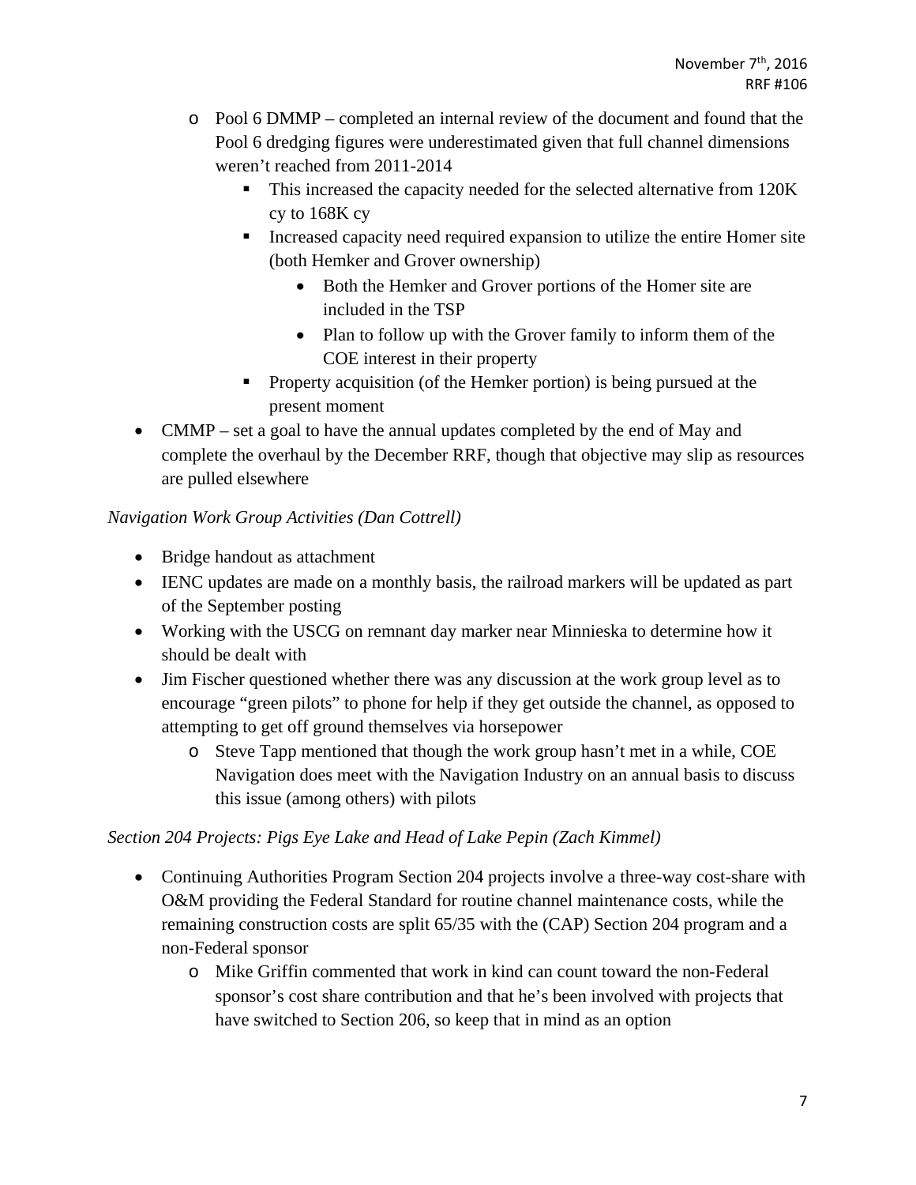- Pool 6 DMMP – completed an internal review of the document and found that the Pool 6 dredging figures were underestimated given that full channel dimensions weren't reached from 2011-2014
  - This increased the capacity needed for the selected alternative from 120K cy to 168K cy
  - Increased capacity need required expansion to utilize the entire Homer site (both Hemker and Grover ownership)
    - Both the Hemker and Grover portions of the Homer site are included in the TSP
    - Plan to follow up with the Grover family to inform them of the COE interest in their property
  - Property acquisition (of the Hemker portion) is being pursued at the present moment
- CMMP – set a goal to have the annual updates completed by the end of May and complete the overhaul by the December RRF, though that objective may slip as resources are pulled elsewhere

*Navigation Work Group Activities (Dan Cottrell)*

- Bridge handout as attachment
- IENC updates are made on a monthly basis, the railroad markers will be updated as part of the September posting
- Working with the USCG on remnant day marker near Minnieska to determine how it should be dealt with
- Jim Fischer questioned whether there was any discussion at the work group level as to encourage "green pilots" to phone for help if they get outside the channel, as opposed to attempting to get off ground themselves via horsepower
  - Steve Tapp mentioned that though the work group hasn't met in a while, COE Navigation does meet with the Navigation Industry on an annual basis to discuss this issue (among others) with pilots

*Section 204 Projects: Pigs Eye Lake and Head of Lake Pepin (Zach Kimmel)*

- Continuing Authorities Program Section 204 projects involve a three-way cost-share with O&M providing the Federal Standard for routine channel maintenance costs, while the remaining construction costs are split 65/35 with the (CAP) Section 204 program and a non-Federal sponsor
  - Mike Griffin commented that work in kind can count toward the non-Federal sponsor's cost share contribution and that he's been involved with projects that have switched to Section 206, so keep that in mind as an option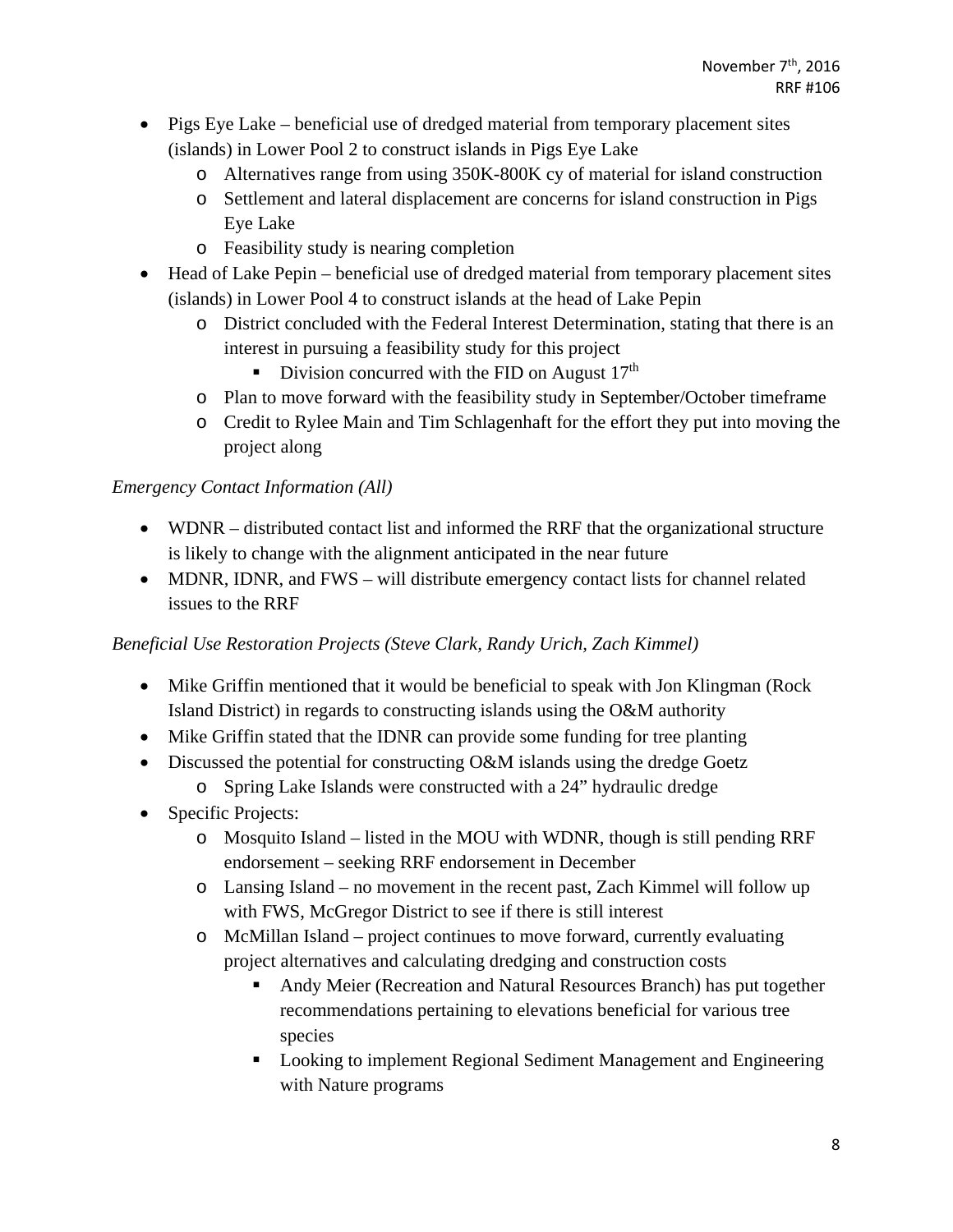- Pigs Eye Lake – beneficial use of dredged material from temporary placement sites (islands) in Lower Pool 2 to construct islands in Pigs Eye Lake
  - Alternatives range from using 350K-800K cy of material for island construction
  - Settlement and lateral displacement are concerns for island construction in Pigs Eye Lake
  - Feasibility study is nearing completion
- Head of Lake Pepin – beneficial use of dredged material from temporary placement sites (islands) in Lower Pool 4 to construct islands at the head of Lake Pepin
  - District concluded with the Federal Interest Determination, stating that there is an interest in pursuing a feasibility study for this project
    - Division concurred with the FID on August 17th
  - Plan to move forward with the feasibility study in September/October timeframe
  - Credit to Rylee Main and Tim Schlagenhaft for the effort they put into moving the project along

*Emergency Contact Information (All)*

- WDNR – distributed contact list and informed the RRF that the organizational structure is likely to change with the alignment anticipated in the near future
- MDNR, IDNR, and FWS – will distribute emergency contact lists for channel related issues to the RRF

*Beneficial Use Restoration Projects (Steve Clark, Randy Urich, Zach Kimmel)*

- Mike Griffin mentioned that it would be beneficial to speak with Jon Klingman (Rock Island District) in regards to constructing islands using the O&M authority
- Mike Griffin stated that the IDNR can provide some funding for tree planting
- Discussed the potential for constructing O&M islands using the dredge Goetz
  - Spring Lake Islands were constructed with a 24" hydraulic dredge
- Specific Projects:
  - Mosquito Island – listed in the MOU with WDNR, though is still pending RRF endorsement – seeking RRF endorsement in December
  - Lansing Island – no movement in the recent past, Zach Kimmel will follow up with FWS, McGregor District to see if there is still interest
  - McMillan Island – project continues to move forward, currently evaluating project alternatives and calculating dredging and construction costs
    - Andy Meier (Recreation and Natural Resources Branch) has put together recommendations pertaining to elevations beneficial for various tree species
    - Looking to implement Regional Sediment Management and Engineering with Nature programs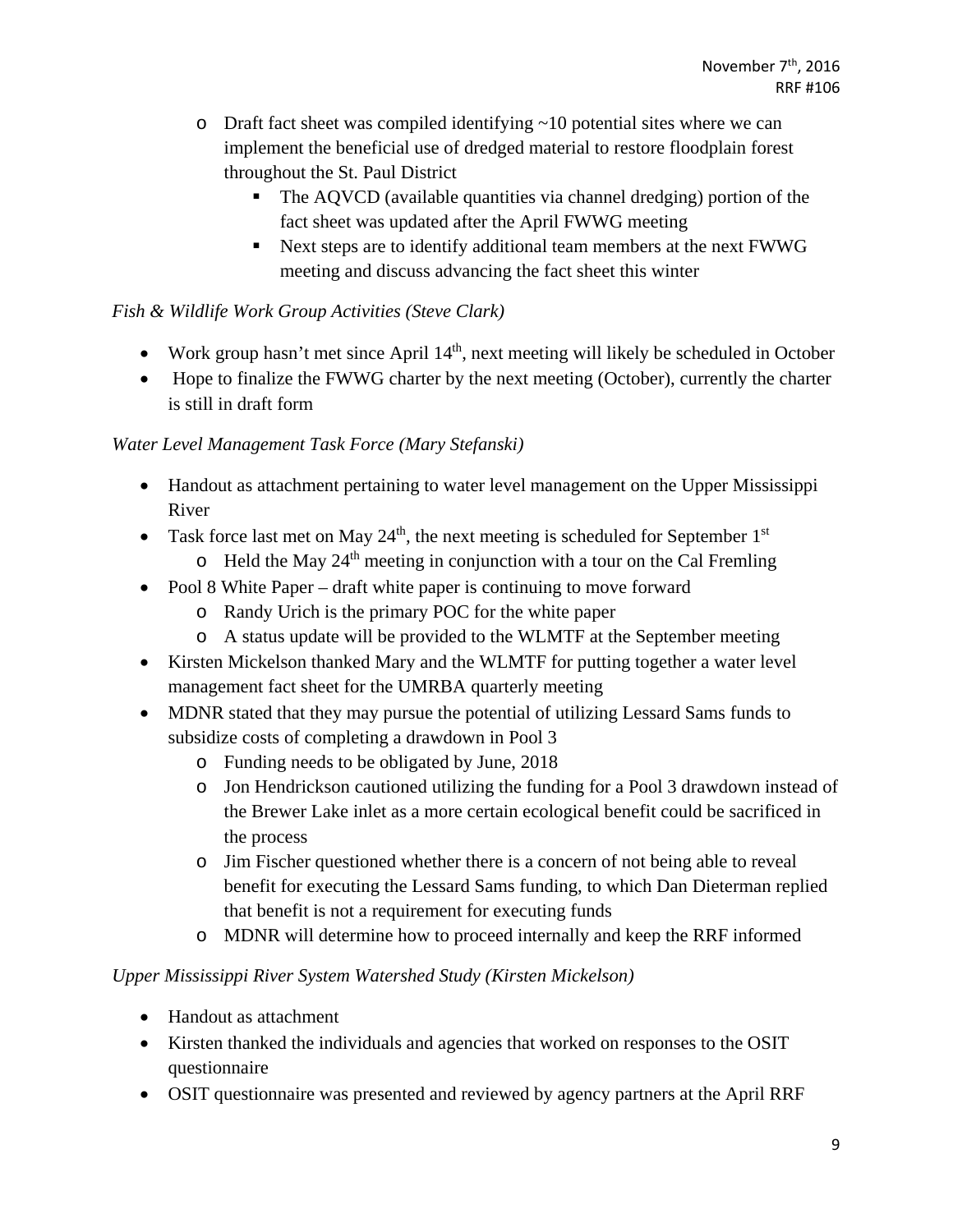- Draft fact sheet was compiled identifying ~10 potential sites where we can implement the beneficial use of dredged material to restore floodplain forest throughout the St. Paul District
    - The AQVCD (available quantities via channel dredging) portion of the fact sheet was updated after the April FWWG meeting
    - Next steps are to identify additional team members at the next FWWG meeting and discuss advancing the fact sheet this winter

*Fish & Wildlife Work Group Activities (Steve Clark)*

- Work group hasn't met since April 14th, next meeting will likely be scheduled in October
- Hope to finalize the FWWG charter by the next meeting (October), currently the charter is still in draft form

*Water Level Management Task Force (Mary Stefanski)*

- Handout as attachment pertaining to water level management on the Upper Mississippi River
- Task force last met on May 24th, the next meeting is scheduled for September 1st
    - Held the May 24th meeting in conjunction with a tour on the Cal Fremling
- Pool 8 White Paper – draft white paper is continuing to move forward
    - Randy Urich is the primary POC for the white paper
    - A status update will be provided to the WLMTF at the September meeting
- Kirsten Mickelson thanked Mary and the WLMTF for putting together a water level management fact sheet for the UMRBA quarterly meeting
- MDNR stated that they may pursue the potential of utilizing Lessard Sams funds to subsidize costs of completing a drawdown in Pool 3
    - Funding needs to be obligated by June, 2018
    - Jon Hendrickson cautioned utilizing the funding for a Pool 3 drawdown instead of the Brewer Lake inlet as a more certain ecological benefit could be sacrificed in the process
    - Jim Fischer questioned whether there is a concern of not being able to reveal benefit for executing the Lessard Sams funding, to which Dan Dieterman replied that benefit is not a requirement for executing funds
    - MDNR will determine how to proceed internally and keep the RRF informed

*Upper Mississippi River System Watershed Study (Kirsten Mickelson)*

- Handout as attachment
- Kirsten thanked the individuals and agencies that worked on responses to the OSIT questionnaire
- OSIT questionnaire was presented and reviewed by agency partners at the April RRF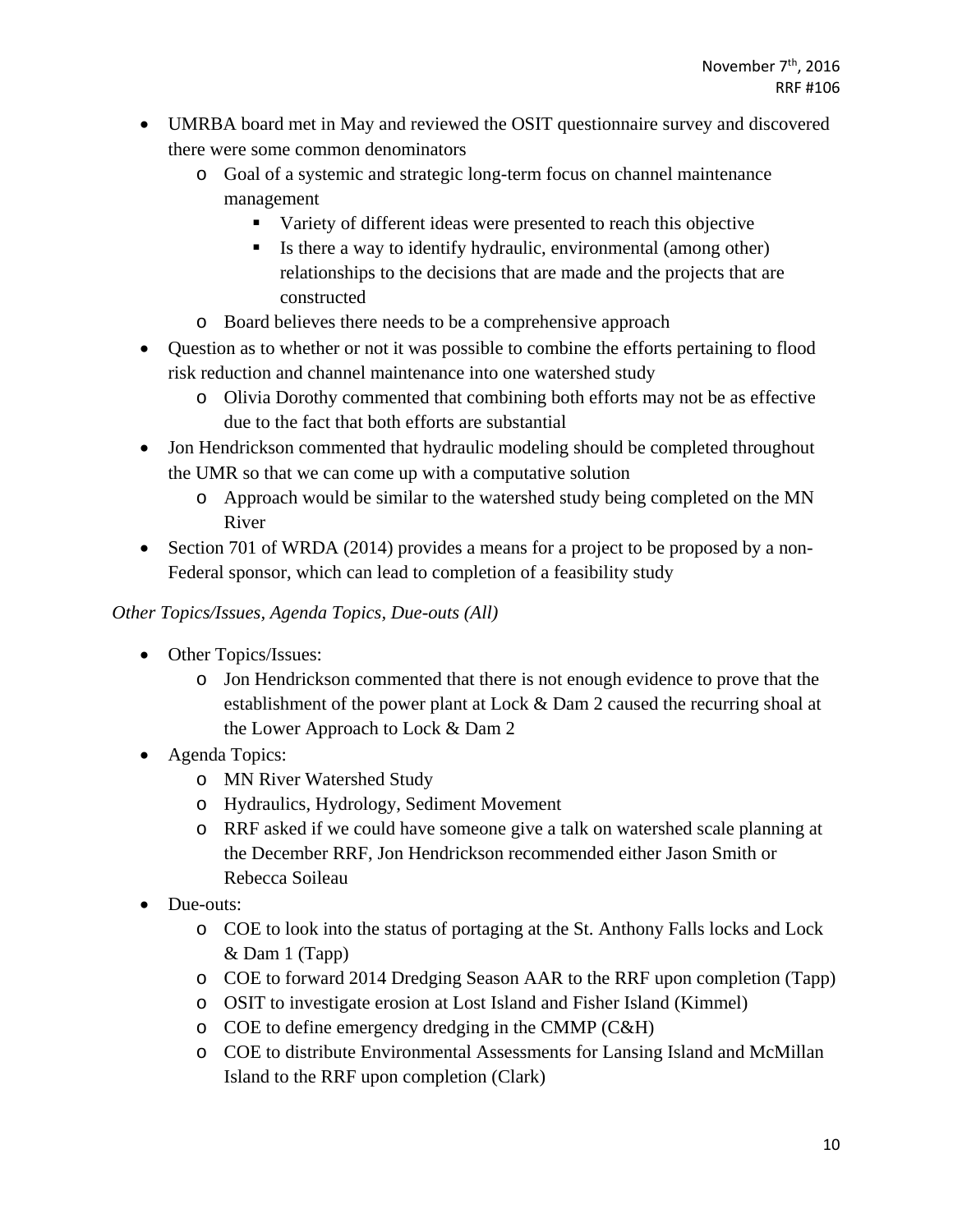- UMRBA board met in May and reviewed the OSIT questionnaire survey and discovered there were some common denominators
  - Goal of a systemic and strategic long-term focus on channel maintenance management
    - Variety of different ideas were presented to reach this objective
    - Is there a way to identify hydraulic, environmental (among other) relationships to the decisions that are made and the projects that are constructed
  - Board believes there needs to be a comprehensive approach
- Question as to whether or not it was possible to combine the efforts pertaining to flood risk reduction and channel maintenance into one watershed study
  - Olivia Dorothy commented that combining both efforts may not be as effective due to the fact that both efforts are substantial
- Jon Hendrickson commented that hydraulic modeling should be completed throughout the UMR so that we can come up with a computative solution
  - Approach would be similar to the watershed study being completed on the MN River
- Section 701 of WRDA (2014) provides a means for a project to be proposed by a non-Federal sponsor, which can lead to completion of a feasibility study

*Other Topics/Issues, Agenda Topics, Due-outs (All)*

- Other Topics/Issues:
  - Jon Hendrickson commented that there is not enough evidence to prove that the establishment of the power plant at Lock & Dam 2 caused the recurring shoal at the Lower Approach to Lock & Dam 2
- Agenda Topics:
  - MN River Watershed Study
  - Hydraulics, Hydrology, Sediment Movement
  - RRF asked if we could have someone give a talk on watershed scale planning at the December RRF, Jon Hendrickson recommended either Jason Smith or Rebecca Soileau
- Due-outs:
  - COE to look into the status of portaging at the St. Anthony Falls locks and Lock & Dam 1 (Tapp)
  - COE to forward 2014 Dredging Season AAR to the RRF upon completion (Tapp)
  - OSIT to investigate erosion at Lost Island and Fisher Island (Kimmel)
  - COE to define emergency dredging in the CMMP (C&H)
  - COE to distribute Environmental Assessments for Lansing Island and McMillan Island to the RRF upon completion (Clark)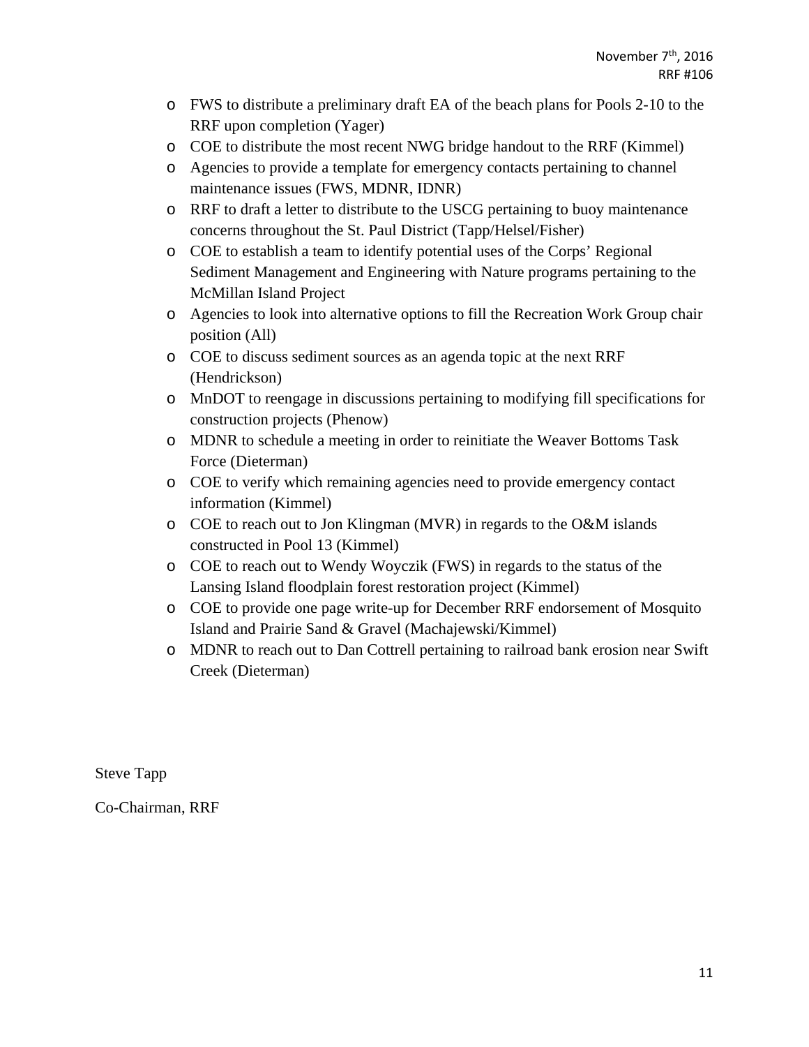- FWS to distribute a preliminary draft EA of the beach plans for Pools 2-10 to the RRF upon completion (Yager)
- COE to distribute the most recent NWG bridge handout to the RRF (Kimmel)
- Agencies to provide a template for emergency contacts pertaining to channel maintenance issues (FWS, MDNR, IDNR)
- RRF to draft a letter to distribute to the USCG pertaining to buoy maintenance concerns throughout the St. Paul District (Tapp/Helsel/Fisher)
- COE to establish a team to identify potential uses of the Corps' Regional Sediment Management and Engineering with Nature programs pertaining to the McMillan Island Project
- Agencies to look into alternative options to fill the Recreation Work Group chair position (All)
- COE to discuss sediment sources as an agenda topic at the next RRF (Hendrickson)
- MnDOT to reengage in discussions pertaining to modifying fill specifications for construction projects (Phenow)
- MDNR to schedule a meeting in order to reinitiate the Weaver Bottoms Task Force (Dieterman)
- COE to verify which remaining agencies need to provide emergency contact information (Kimmel)
- COE to reach out to Jon Klingman (MVR) in regards to the O&M islands constructed in Pool 13 (Kimmel)
- COE to reach out to Wendy Woyczik (FWS) in regards to the status of the Lansing Island floodplain forest restoration project (Kimmel)
- COE to provide one page write-up for December RRF endorsement of Mosquito Island and Prairie Sand & Gravel (Machajewski/Kimmel)
- MDNR to reach out to Dan Cottrell pertaining to railroad bank erosion near Swift Creek (Dieterman)

Steve Tapp

Co-Chairman, RRF